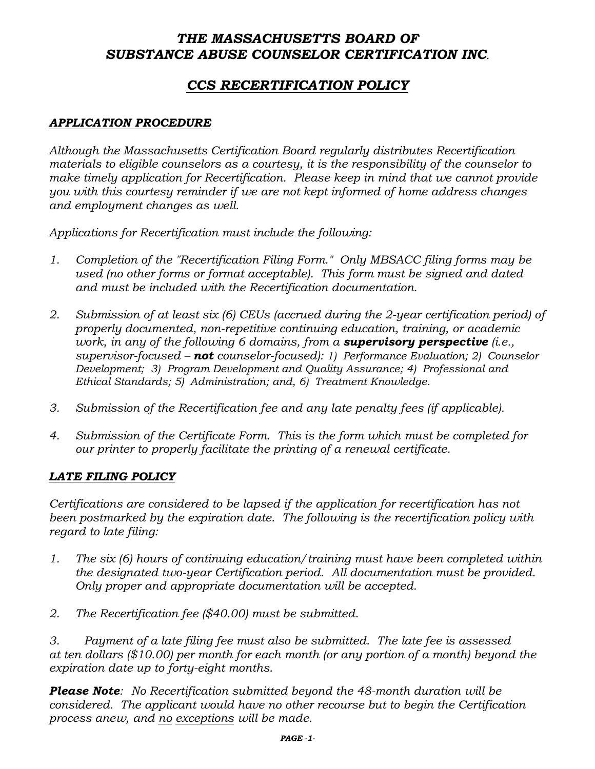# *THE MASSACHUSETTS BOARD OF SUBSTANCE ABUSE COUNSELOR CERTIFICATION INC.*

## *CCS RECERTIFICATION POLICY*

### *APPLICATION PROCEDURE*

*Although the Massachusetts Certification Board regularly distributes Recertification materials to eligible counselors as a courtesy, it is the responsibility of the counselor to make timely application for Recertification. Please keep in mind that we cannot provide you with this courtesy reminder if we are not kept informed of home address changes and employment changes as well.*

*Applications for Recertification must include the following:*

1. *Completion of the "Recertification Filing Form." Only MBSACC filing forms may be used (no other forms or format acceptable). This form must be signed and dated and must be included with the Recertification documentation.*
2. *Submission of at least six (6) CEUs (accrued during the 2-year certification period) of properly documented, non-repetitive continuing education, training, or academic work, in any of the following 6 domains, from a **supervisory perspective** (i.e., supervisor-focused – **not** counselor-focused): 1) Performance Evaluation; 2) Counselor Development; 3) Program Development and Quality Assurance; 4) Professional and Ethical Standards; 5) Administration; and, 6) Treatment Knowledge.*
3. *Submission of the Recertification fee and any late penalty fees (if applicable).*
4. *Submission of the Certificate Form. This is the form which must be completed for our printer to properly facilitate the printing of a renewal certificate.*

### *LATE FILING POLICY*

*Certifications are considered to be lapsed if the application for recertification has not been postmarked by the expiration date. The following is the recertification policy with regard to late filing:*

1. *The six (6) hours of continuing education/training must have been completed within the designated two-year Certification period. All documentation must be provided. Only proper and appropriate documentation will be accepted.*
2. *The Recertification fee ($40.00) must be submitted.*
3. *Payment of a late filing fee must also be submitted. The late fee is assessed at ten dollars ($10.00) per month for each month (or any portion of a month) beyond the expiration date up to forty-eight months.*

***Please Note**: No Recertification submitted beyond the 48-month duration will be considered. The applicant would have no other recourse but to begin the Certification process anew, and no exceptions will be made.*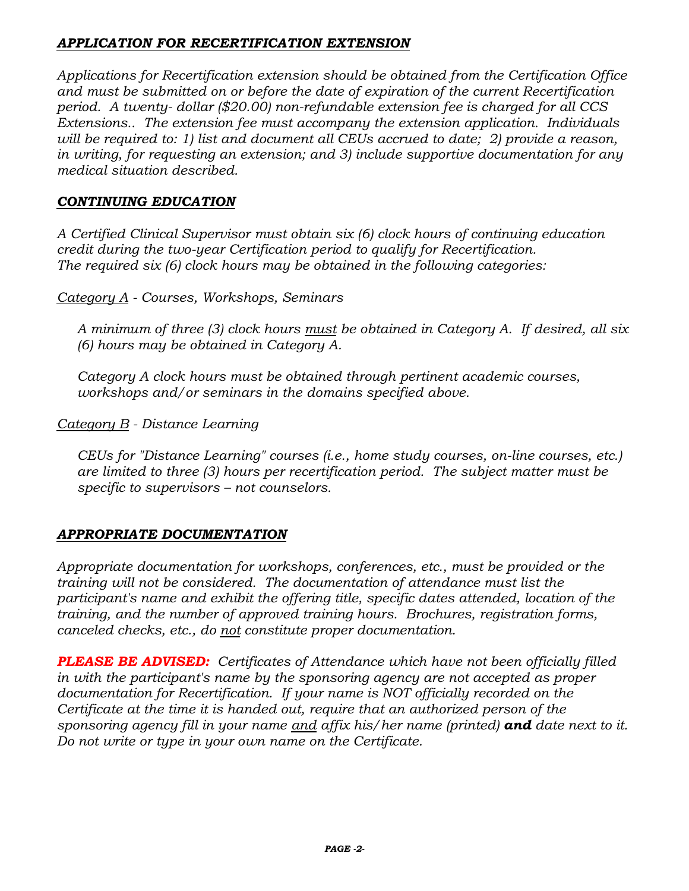## *APPLICATION FOR RECERTIFICATION EXTENSION*

*Applications for Recertification extension should be obtained from the Certification Office and must be submitted on or before the date of expiration of the current Recertification period. A twenty- dollar ($20.00) non-refundable extension fee is charged for all CCS Extensions.. The extension fee must accompany the extension application. Individuals will be required to: 1) list and document all CEUs accrued to date; 2) provide a reason, in writing, for requesting an extension; and 3) include supportive documentation for any medical situation described.*

## *CONTINUING EDUCATION*

*A Certified Clinical Supervisor must obtain six (6) clock hours of continuing education credit during the two-year Certification period to qualify for Recertification. The required six (6) clock hours may be obtained in the following categories:*

*Category A - Courses, Workshops, Seminars*

*A minimum of three (3) clock hours must be obtained in Category A. If desired, all six (6) hours may be obtained in Category A.*

*Category A clock hours must be obtained through pertinent academic courses, workshops and/or seminars in the domains specified above.*

*Category B - Distance Learning*

*CEUs for "Distance Learning" courses (i.e., home study courses, on-line courses, etc.) are limited to three (3) hours per recertification period. The subject matter must be specific to supervisors – not counselors.*

## *APPROPRIATE DOCUMENTATION*

*Appropriate documentation for workshops, conferences, etc., must be provided or the training will not be considered. The documentation of attendance must list the participant's name and exhibit the offering title, specific dates attended, location of the training, and the number of approved training hours. Brochures, registration forms, canceled checks, etc., do not constitute proper documentation.*

***PLEASE BE ADVISED:*** *Certificates of Attendance which have not been officially filled in with the participant's name by the sponsoring agency are not accepted as proper documentation for Recertification. If your name is NOT officially recorded on the Certificate at the time it is handed out, require that an authorized person of the sponsoring agency fill in your name and affix his/her name (printed)* ***and*** *date next to it. Do not write or type in your own name on the Certificate.*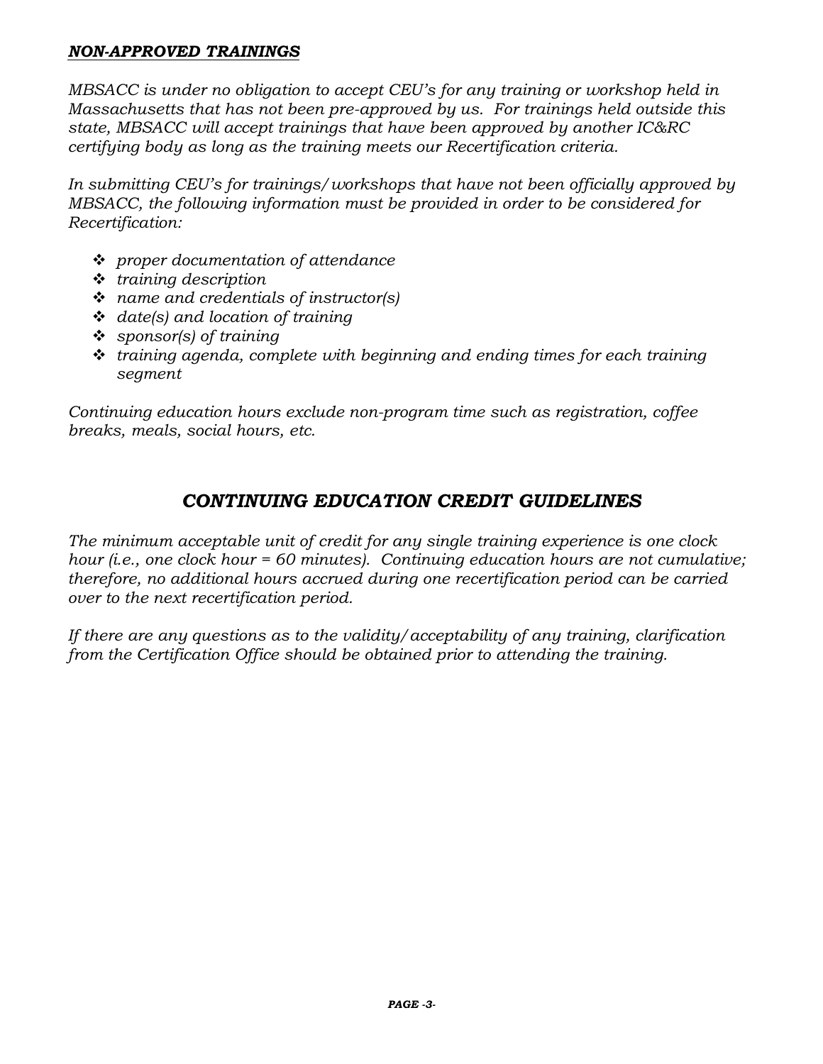***NON-APPROVED TRAININGS***

*MBSACC is under no obligation to accept CEU's for any training or workshop held in Massachusetts that has not been pre-approved by us. For trainings held outside this state, MBSACC will accept trainings that have been approved by another IC&RC certifying body as long as the training meets our Recertification criteria.*

*In submitting CEU's for trainings/workshops that have not been officially approved by MBSACC, the following information must be provided in order to be considered for Recertification:*

- *proper documentation of attendance*
- *training description*
- *name and credentials of instructor(s)*
- *date(s) and location of training*
- *sponsor(s) of training*
- *training agenda, complete with beginning and ending times for each training segment*

*Continuing education hours exclude non-program time such as registration, coffee breaks, meals, social hours, etc.*

## *CONTINUING EDUCATION CREDIT GUIDELINES*

*The minimum acceptable unit of credit for any single training experience is one clock hour (i.e., one clock hour = 60 minutes). Continuing education hours are not cumulative; therefore, no additional hours accrued during one recertification period can be carried over to the next recertification period.*

*If there are any questions as to the validity/acceptability of any training, clarification from the Certification Office should be obtained prior to attending the training.*